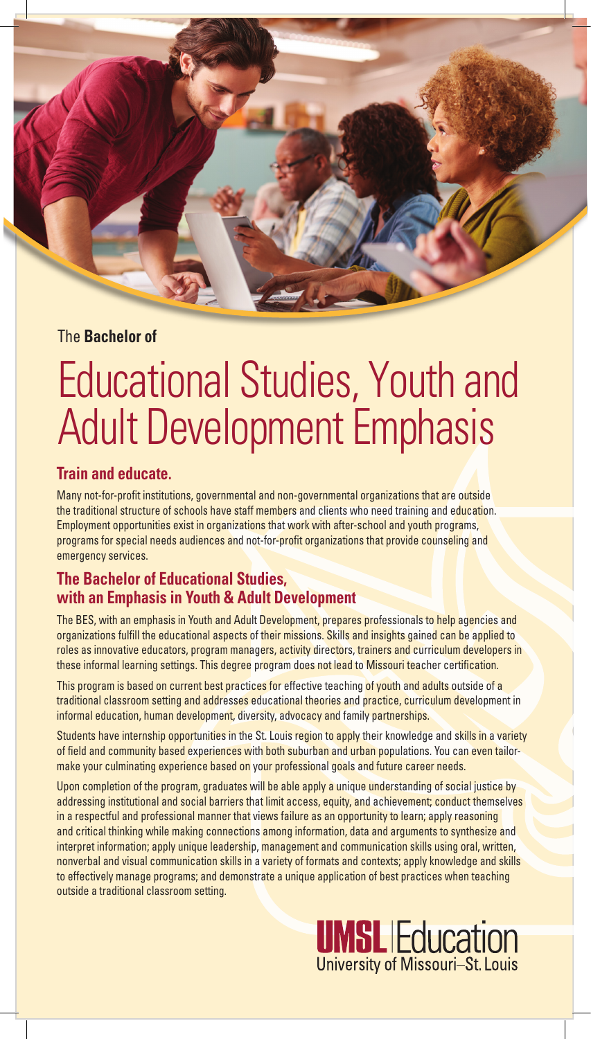The **Bachelor of**

# Educational Studies, Youth and Adult Development Emphasis

## Train and educate.

Many not-for-profit institutions, governmental and non-governmental organizations that are outside the traditional structure of schools have staff members and clients who need training and education. Employment opportunities exist in organizations that work with after-school and youth programs, programs for special needs audiences and not-for-profit organizations that provide counseling and emergency services.

## The Bachelor of Educational Studies, with an Emphasis in Youth & Adult Development

The BES, with an emphasis in Youth and Adult Development, prepares professionals to help agencies and organizations fulfill the educational aspects of their missions. Skills and insights gained can be applied to roles as innovative educators, program managers, activity directors, trainers and curriculum developers in these informal learning settings. This degree program does not lead to Missouri teacher certification.

This program is based on current best practices for effective teaching of youth and adults outside of a traditional classroom setting and addresses educational theories and practice, curriculum development in informal education, human development, diversity, advocacy and family partnerships.

Students have internship opportunities in the St. Louis region to apply their knowledge and skills in a variety of field and community based experiences with both suburban and urban populations. You can even tailor-make your culminating experience based on your professional goals and future career needs.

Upon completion of the program, graduates will be able apply a unique understanding of social justice by addressing institutional and social barriers that limit access, equity, and achievement; conduct themselves in a respectful and professional manner that views failure as an opportunity to learn; apply reasoning and critical thinking while making connections among information, data and arguments to synthesize and interpret information; apply unique leadership, management and communication skills using oral, written, nonverbal and visual communication skills in a variety of formats and contexts; apply knowledge and skills to effectively manage programs; and demonstrate a unique application of best practices when teaching outside a traditional classroom setting.

**UMSL** | Education
University of Missouri–St. Louis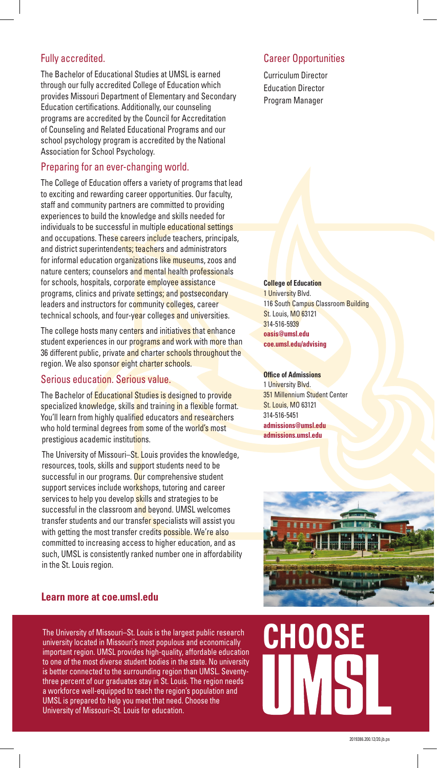## Fully accredited.

The Bachelor of Educational Studies at UMSL is earned through our fully accredited College of Education which provides Missouri Department of Elementary and Secondary Education certifications. Additionally, our counseling programs are accredited by the Council for Accreditation of Counseling and Related Educational Programs and our school psychology program is accredited by the National Association for School Psychology.

## Preparing for an ever-changing world.

The College of Education offers a variety of programs that lead to exciting and rewarding career opportunities. Our faculty, staff and community partners are committed to providing experiences to build the knowledge and skills needed for individuals to be successful in multiple educational settings and occupations. These careers include teachers, principals, and district superintendents; teachers and administrators for informal education organizations like museums, zoos and nature centers; counselors and mental health professionals for schools, hospitals, corporate employee assistance programs, clinics and private settings; and postsecondary leaders and instructors for community colleges, career technical schools, and four-year colleges and universities.

The college hosts many centers and initiatives that enhance student experiences in our programs and work with more than 36 different public, private and charter schools throughout the region. We also sponsor eight charter schools.

## Serious education. Serious value.

The Bachelor of Educational Studies is designed to provide specialized knowledge, skills and training in a flexible format. You'll learn from highly qualified educators and researchers who hold terminal degrees from some of the world's most prestigious academic institutions.

The University of Missouri–St. Louis provides the knowledge, resources, tools, skills and support students need to be successful in our programs. Our comprehensive student support services include workshops, tutoring and career services to help you develop skills and strategies to be successful in the classroom and beyond. UMSL welcomes transfer students and our transfer specialists will assist you with getting the most transfer credits possible. We're also committed to increasing access to higher education, and as such, UMSL is consistently ranked number one in affordability in the St. Louis region.

**Learn more at coe.umsl.edu**

## Career Opportunities

Curriculum Director
Education Director
Program Manager

**College of Education**
1 University Blvd.
116 South Campus Classroom Building
St. Louis, MO 63121
314-516-5939
**oasis@umsl.edu**
**coe.umsl.edu/advising**

**Office of Admissions**
1 University Blvd.
351 Millennium Student Center
St. Louis, MO 63121
314-516-5451
**admissions@umsl.edu**
**admissions.umsl.edu**

The University of Missouri–St. Louis is the largest public research university located in Missouri's most populous and economically important region. UMSL provides high-quality, affordable education to one of the most diverse student bodies in the state. No university is better connected to the surrounding region than UMSL. Seventy-three percent of our graduates stay in St. Louis. The region needs a workforce well-equipped to teach the region's population and UMSL is prepared to help you meet that need. Choose the University of Missouri–St. Louis for education.

# CHOOSE UMSL

2019386.200.12/20.jb.ps